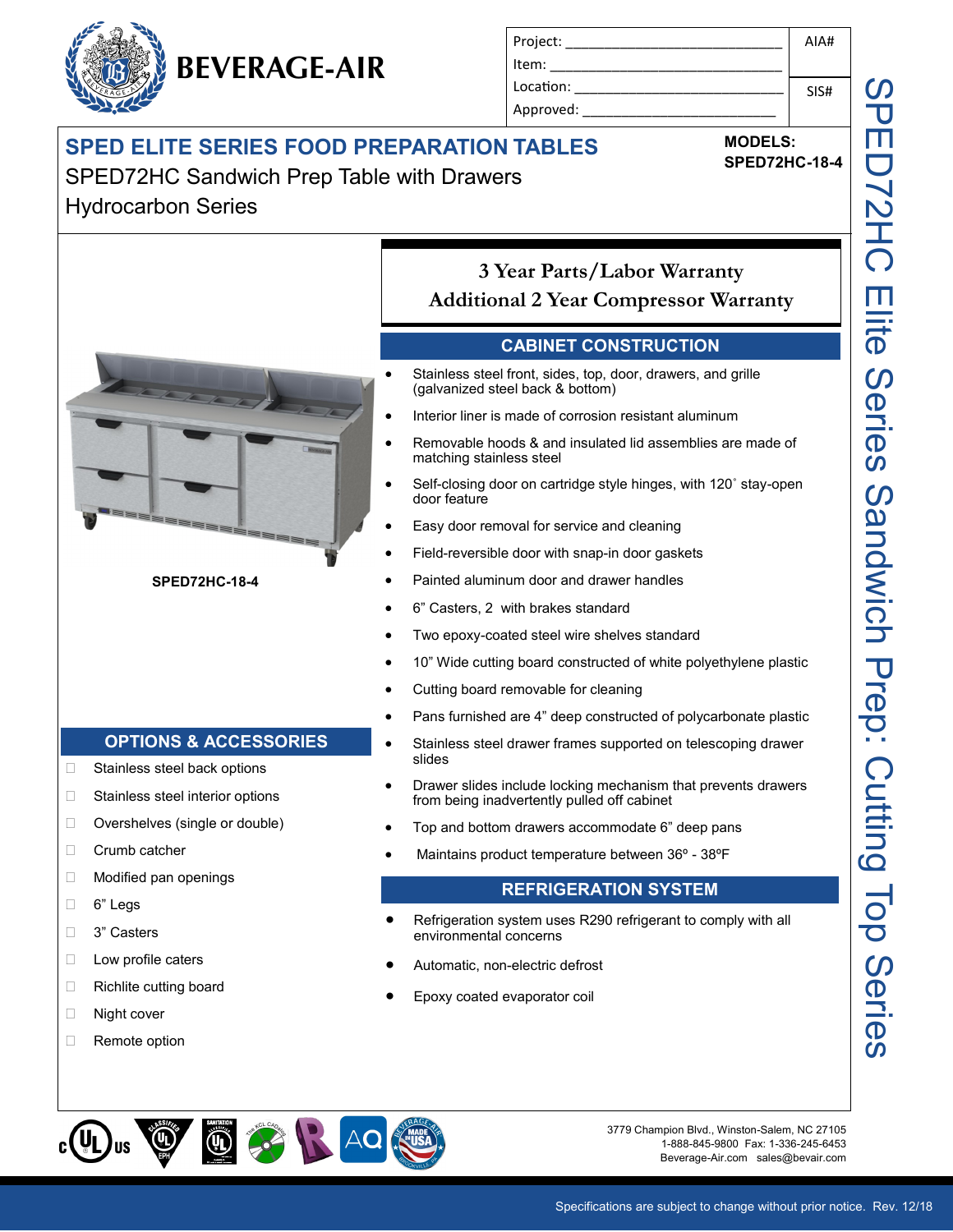# BEVERAGE-AIR

| Project: | AIA# |
|---|---|
| Item: | |
| Location: | SIS# |
| Approved: | |

## SPED ELITE SERIES FOOD PREPARATION TABLES

SPED72HC Sandwich Prep Table with Drawers

Hydrocarbon Series

**MODELS:**
**SPED72HC-18-4**

SPED72HC-18-4

### 3 Year Parts/Labor Warranty
### Additional 2 Year Compressor Warranty

## CABINET CONSTRUCTION

- Stainless steel front, sides, top, door, drawers, and grille (galvanized steel back & bottom)
- Interior liner is made of corrosion resistant aluminum
- Removable hoods & and insulated lid assemblies are made of matching stainless steel
- Self-closing door on cartridge style hinges, with 120˚ stay-open door feature
- Easy door removal for service and cleaning
- Field-reversible door with snap-in door gaskets
- Painted aluminum door and drawer handles
- 6" Casters, 2 with brakes standard
- Two epoxy-coated steel wire shelves standard
- 10" Wide cutting board constructed of white polyethylene plastic
- Cutting board removable for cleaning
- Pans furnished are 4" deep constructed of polycarbonate plastic
- Stainless steel drawer frames supported on telescoping drawer slides
- Drawer slides include locking mechanism that prevents drawers from being inadvertently pulled off cabinet
- Top and bottom drawers accommodate 6" deep pans
- Maintains product temperature between 36º - 38ºF

## REFRIGERATION SYSTEM

- Refrigeration system uses R290 refrigerant to comply with all environmental concerns
- Automatic, non-electric defrost
- Epoxy coated evaporator coil

## OPTIONS & ACCESSORIES

- ☐ Stainless steel back options
- ☐ Stainless steel interior options
- ☐ Overshelves (single or double)
- ☐ Crumb catcher
- ☐ Modified pan openings
- ☐ 6" Legs
- ☐ 3" Casters
- ☐ Low profile caters
- ☐ Richlite cutting board
- ☐ Night cover
- ☐ Remote option

SPED72HC Elite Series Sandwich Prep: Cutting Top Series

3779 Champion Blvd., Winston-Salem, NC 27105
1-888-845-9800 Fax: 1-336-245-6453
Beverage-Air.com sales@bevair.com

Specifications are subject to change without prior notice. Rev. 12/18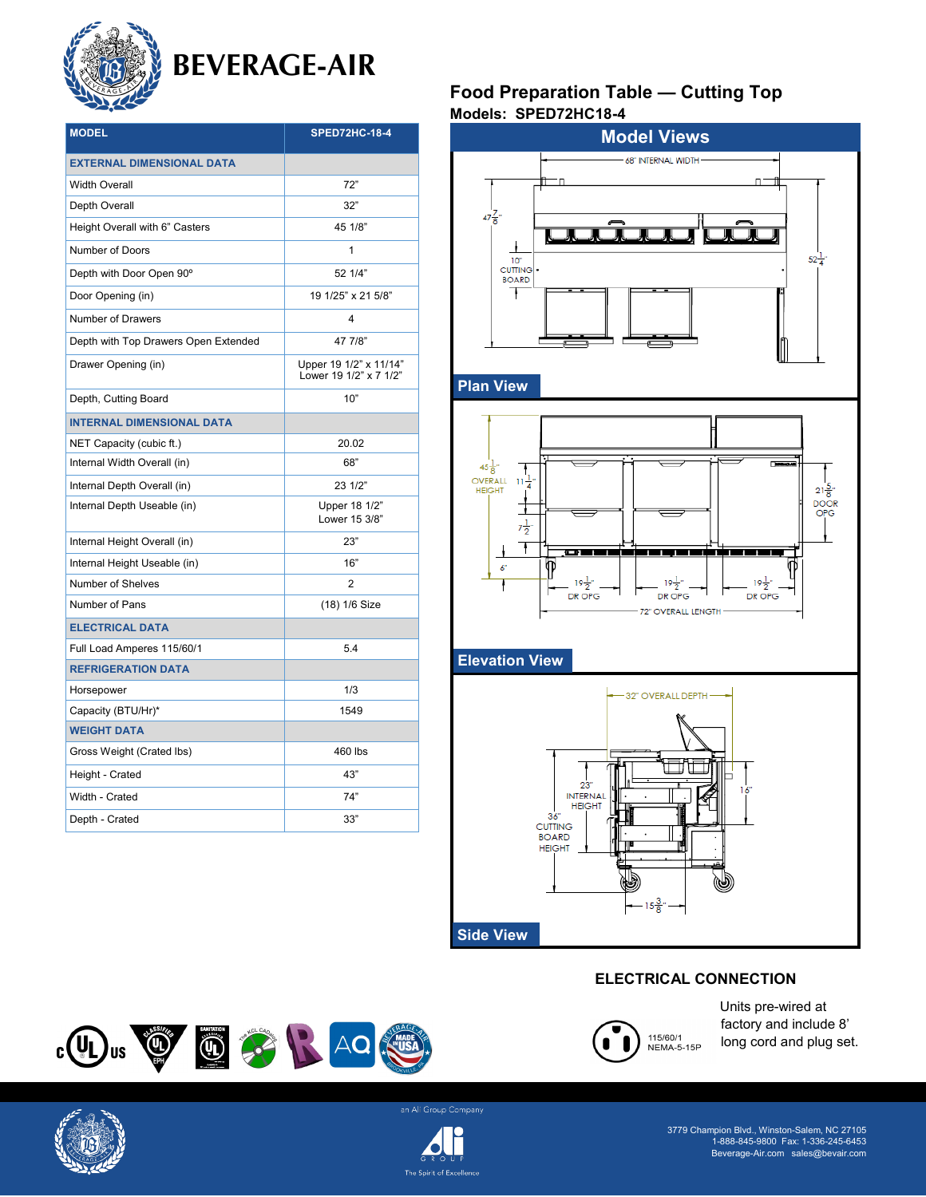# BEVERAGE-AIR

## Food Preparation Table — Cutting Top

**Models: SPED72HC18-4**

| MODEL | SPED72HC-18-4 |
|---|---|
| **EXTERNAL DIMENSIONAL DATA** | |
| Width Overall | 72" |
| Depth Overall | 32" |
| Height Overall with 6" Casters | 45 1/8" |
| Number of Doors | 1 |
| Depth with Door Open 90º | 52 1/4" |
| Door Opening (in) | 19 1/25" x 21 5/8" |
| Number of Drawers | 4 |
| Depth with Top Drawers Open Extended | 47 7/8" |
| Drawer Opening (in) | Upper 19 1/2" x 11/14" Lower 19 1/2" x 7 1/2" |
| Depth, Cutting Board | 10" |
| **INTERNAL DIMENSIONAL DATA** | |
| NET Capacity (cubic ft.) | 20.02 |
| Internal Width Overall (in) | 68" |
| Internal Depth Overall (in) | 23 1/2" |
| Internal Depth Useable (in) | Upper 18 1/2" Lower 15 3/8" |
| Internal Height Overall (in) | 23" |
| Internal Height Useable (in) | 16" |
| Number of Shelves | 2 |
| Number of Pans | (18) 1/6 Size |
| **ELECTRICAL DATA** | |
| Full Load Amperes 115/60/1 | 5.4 |
| **REFRIGERATION DATA** | |
| Horsepower | 1/3 |
| Capacity (BTU/Hr)* | 1549 |
| **WEIGHT DATA** | |
| Gross Weight (Crated lbs) | 460 lbs |
| Height - Crated | 43" |
| Width - Crated | 74" |
| Depth - Crated | 33" |

## Model Views

68" INTERNAL WIDTH
47 7/8"
10" CUTTING BOARD
52 1/4"

### Plan View

45 1/8" OVERALL HEIGHT
11 1/4"
7 1/2"
6"
21 5/8" DOOR OPG
19 1/2" DR OPG
19 1/2" DR OPG
19 1/2" DR OPG
72" OVERALL LENGTH

### Elevation View

32" OVERALL DEPTH
23" INTERNAL HEIGHT
16"
36" CUTTING BOARD HEIGHT
15 3/8"

### Side View

## ELECTRICAL CONNECTION

115/60/1
NEMA-5-15P

Units pre-wired at factory and include 8' long cord and plug set.

an Ali Group Company

The Spirit of Excellence

3779 Champion Blvd., Winston-Salem, NC 27105
1-888-845-9800 Fax: 1-336-245-6453
Beverage-Air.com sales@bevair.com